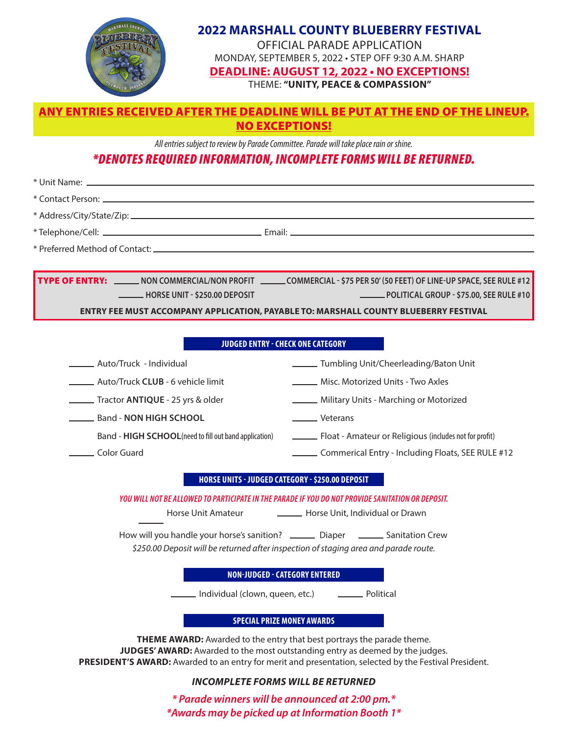# 2022 MARSHALL COUNTY BLUEBERRY FESTIVAL

OFFICIAL PARADE APPLICATION

MONDAY, SEPTEMBER 5, 2022 • STEP OFF 9:30 A.M. SHARP

**DEADLINE: AUGUST 12, 2022 • NO EXCEPTIONS!**

THEME: **"UNITY, PEACE & COMPASSION"**

**ANY ENTRIES RECEIVED AFTER THE DEADLINE WILL BE PUT AT THE END OF THE LINEUP. NO EXCEPTIONS!**

*All entries subject to review by Parade Committee. Parade will take place rain or shine.*

***DENOTES REQUIRED INFORMATION, INCOMPLETE FORMS WILL BE RETURNED.**

\* Unit Name: ______________________________

\* Contact Person: ______________________________

\* Address/City/State/Zip: ______________________________

\* Telephone/Cell: ______________________ Email: ______________________

\* Preferred Method of Contact: ______________________________

**TYPE OF ENTRY:** _____ NON COMMERCIAL/NON PROFIT _____ COMMERCIAL - $75 PER 50' (50 FEET) OF LINE-UP SPACE, SEE RULE #12

_____ HORSE UNIT - $250.00 DEPOSIT _____ POLITICAL GROUP - $75.00, SEE RULE #10

**ENTRY FEE MUST ACCOMPANY APPLICATION, PAYABLE TO: MARSHALL COUNTY BLUEBERRY FESTIVAL**

## JUDGED ENTRY - CHECK ONE CATEGORY

_____ Auto/Truck - Individual

_____ Auto/Truck **CLUB** - 6 vehicle limit

_____ Tractor **ANTIQUE** - 25 yrs & older

_____ Band - **NON HIGH SCHOOL**

Band - **HIGH SCHOOL** (need to fill out band application)

_____ Color Guard

_____ Tumbling Unit/Cheerleading/Baton Unit

_____ Misc. Motorized Units - Two Axles

_____ Military Units - Marching or Motorized

_____ Veterans

_____ Float - Amateur or Religious (includes not for profit)

_____ Commerical Entry - Including Floats, SEE RULE #12

## HORSE UNITS - JUDGED CATEGORY - $250.00 DEPOSIT

*YOU WILL NOT BE ALLOWED TO PARTICIPATE IN THE PARADE IF YOU DO NOT PROVIDE SANITATION OR DEPOSIT.*

_____ Horse Unit Amateur _____ Horse Unit, Individual or Drawn

How will you handle your horse's sanition? _____ Diaper _____ Sanitation Crew

*$250.00 Deposit will be returned after inspection of staging area and parade route.*

## NON-JUDGED - CATEGORY ENTERED

_____ Individual (clown, queen, etc.) _____ Political

## SPECIAL PRIZE MONEY AWARDS

**THEME AWARD:** Awarded to the entry that best portrays the parade theme.

**JUDGES' AWARD:** Awarded to the most outstanding entry as deemed by the judges.

**PRESIDENT'S AWARD:** Awarded to an entry for merit and presentation, selected by the Festival President.

***INCOMPLETE FORMS WILL BE RETURNED***

***\* Parade winners will be announced at 2:00 pm.\****

***\*Awards may be picked up at Information Booth 1\****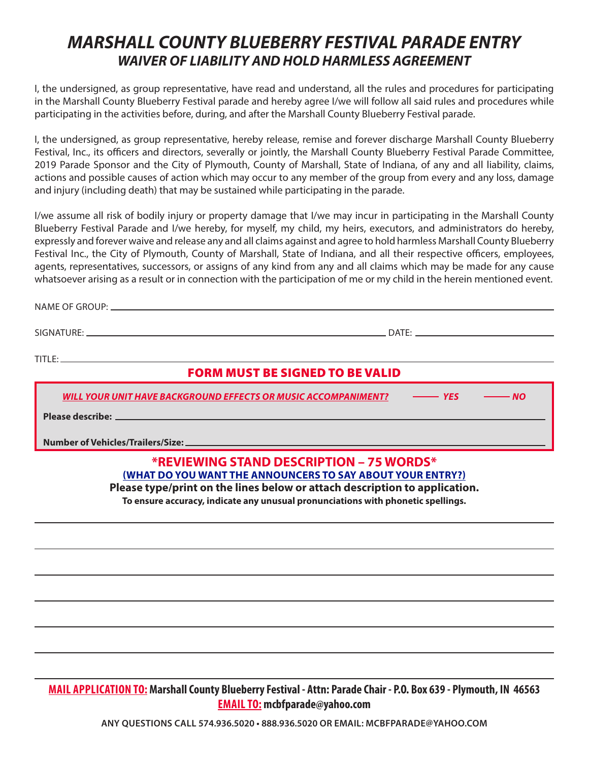# *MARSHALL COUNTY BLUEBERRY FESTIVAL PARADE ENTRY*

## *WAIVER OF LIABILITY AND HOLD HARMLESS AGREEMENT*

I, the undersigned, as group representative, have read and understand, all the rules and procedures for participating in the Marshall County Blueberry Festival parade and hereby agree I/we will follow all said rules and procedures while participating in the activities before, during, and after the Marshall County Blueberry Festival parade.

I, the undersigned, as group representative, hereby release, remise and forever discharge Marshall County Blueberry Festival, Inc., its officers and directors, severally or jointly, the Marshall County Blueberry Festival Parade Committee, 2019 Parade Sponsor and the City of Plymouth, County of Marshall, State of Indiana, of any and all liability, claims, actions and possible causes of action which may occur to any member of the group from every and any loss, damage and injury (including death) that may be sustained while participating in the parade.

I/we assume all risk of bodily injury or property damage that I/we may incur in participating in the Marshall County Blueberry Festival Parade and I/we hereby, for myself, my child, my heirs, executors, and administrators do hereby, expressly and forever waive and release any and all claims against and agree to hold harmless Marshall County Blueberry Festival Inc., the City of Plymouth, County of Marshall, State of Indiana, and all their respective officers, employees, agents, representatives, successors, or assigns of any kind from any and all claims which may be made for any cause whatsoever arising as a result or in connection with the participation of me or my child in the herein mentioned event.

NAME OF GROUP: ______________________________________________

SIGNATURE: ______________________________________ DATE: ____________________

TITLE: ______________________________________________

**FORM MUST BE SIGNED TO BE VALID**

***WILL YOUR UNIT HAVE BACKGROUND EFFECTS OR MUSIC ACCOMPANIMENT?*** _____ ***YES*** _____ ***NO***

**Please describe:** ______________________________________________

**Number of Vehicles/Trailers/Size:** ______________________________________________

**\*REVIEWING STAND DESCRIPTION – 75 WORDS\***

**(WHAT DO YOU WANT THE ANNOUNCERS TO SAY ABOUT YOUR ENTRY?)**

**Please type/print on the lines below or attach description to application.**

**To ensure accuracy, indicate any unusual pronunciations with phonetic spellings.**

______________________________________________

______________________________________________

______________________________________________

______________________________________________

______________________________________________

______________________________________________

______________________________________________

**MAIL APPLICATION TO:** **Marshall County Blueberry Festival - Attn: Parade Chair - P.O. Box 639 - Plymouth, IN 46563**

**EMAIL TO:** **mcbfparade@yahoo.com**

**ANY QUESTIONS CALL 574.936.5020 • 888.936.5020 OR EMAIL: MCBFPARADE@YAHOO.COM**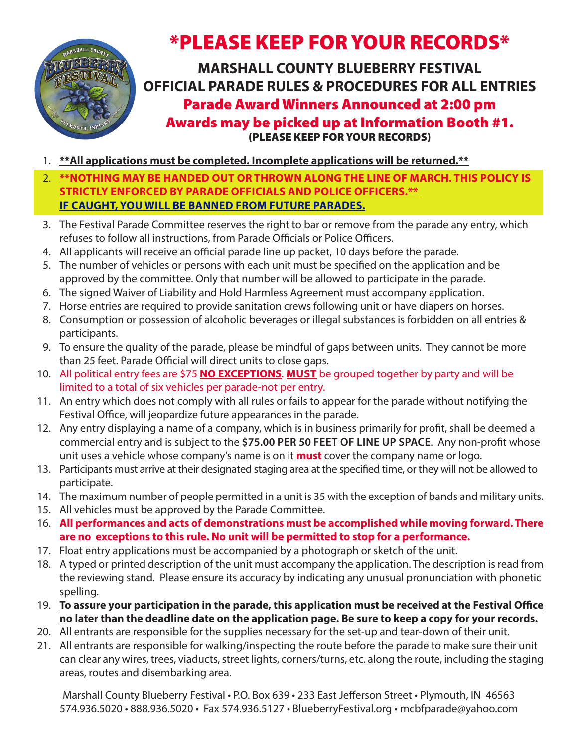# *PLEASE KEEP FOR YOUR RECORDS*

## MARSHALL COUNTY BLUEBERRY FESTIVAL
## OFFICIAL PARADE RULES & PROCEDURES FOR ALL ENTRIES

**Parade Award Winners Announced at 2:00 pm**

**Awards may be picked up at Information Booth #1.**

**(PLEASE KEEP FOR YOUR RECORDS)**

1. **\*\*All applications must be completed. Incomplete applications will be returned.\*\***
2. **\*\*NOTHING MAY BE HANDED OUT OR THROWN ALONG THE LINE OF MARCH. THIS POLICY IS STRICTLY ENFORCED BY PARADE OFFICIALS AND POLICE OFFICERS.\*\* IF CAUGHT, YOU WILL BE BANNED FROM FUTURE PARADES.**
3. The Festival Parade Committee reserves the right to bar or remove from the parade any entry, which refuses to follow all instructions, from Parade Officials or Police Officers.
4. All applicants will receive an official parade line up packet, 10 days before the parade.
5. The number of vehicles or persons with each unit must be specified on the application and be approved by the committee. Only that number will be allowed to participate in the parade.
6. The signed Waiver of Liability and Hold Harmless Agreement must accompany application.
7. Horse entries are required to provide sanitation crews following unit or have diapers on horses.
8. Consumption or possession of alcoholic beverages or illegal substances is forbidden on all entries & participants.
9. To ensure the quality of the parade, please be mindful of gaps between units. They cannot be more than 25 feet. Parade Official will direct units to close gaps.
10. All political entry fees are $75 **NO EXCEPTIONS**. **MUST** be grouped together by party and will be limited to a total of six vehicles per parade-not per entry.
11. An entry which does not comply with all rules or fails to appear for the parade without notifying the Festival Office, will jeopardize future appearances in the parade.
12. Any entry displaying a name of a company, which is in business primarily for profit, shall be deemed a commercial entry and is subject to the **$75.00 PER 50 FEET OF LINE UP SPACE**. Any non-profit whose unit uses a vehicle whose company's name is on it **must** cover the company name or logo.
13. Participants must arrive at their designated staging area at the specified time, or they will not be allowed to participate.
14. The maximum number of people permitted in a unit is 35 with the exception of bands and military units.
15. All vehicles must be approved by the Parade Committee.
16. **All performances and acts of demonstrations must be accomplished while moving forward. There are no exceptions to this rule. No unit will be permitted to stop for a performance.**
17. Float entry applications must be accompanied by a photograph or sketch of the unit.
18. A typed or printed description of the unit must accompany the application. The description is read from the reviewing stand. Please ensure its accuracy by indicating any unusual pronunciation with phonetic spelling.
19. **To assure your participation in the parade, this application must be received at the Festival Office no later than the deadline date on the application page. Be sure to keep a copy for your records.**
20. All entrants are responsible for the supplies necessary for the set-up and tear-down of their unit.
21. All entrants are responsible for walking/inspecting the route before the parade to make sure their unit can clear any wires, trees, viaducts, street lights, corners/turns, etc. along the route, including the staging areas, routes and disembarking area.

Marshall County Blueberry Festival • P.O. Box 639 • 233 East Jefferson Street • Plymouth, IN 46563
574.936.5020 • 888.936.5020 • Fax 574.936.5127 • BlueberryFestival.org • mcbfparade@yahoo.com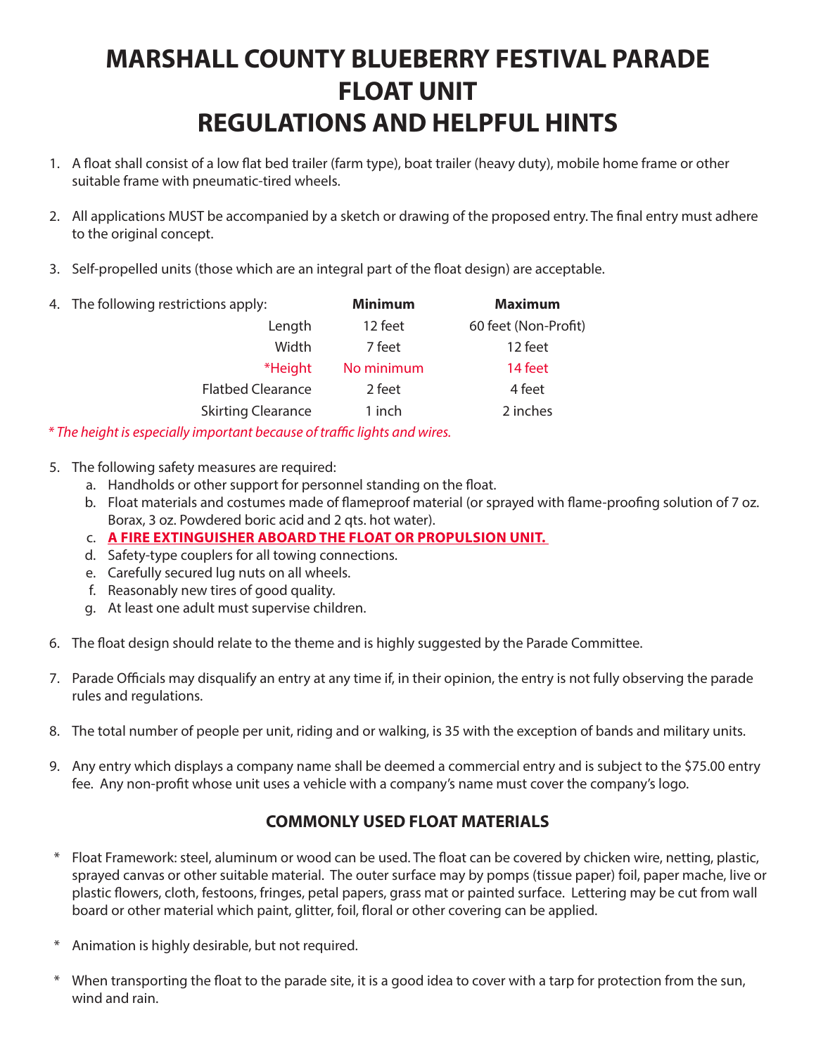# MARSHALL COUNTY BLUEBERRY FESTIVAL PARADE FLOAT UNIT REGULATIONS AND HELPFUL HINTS

1. A float shall consist of a low flat bed trailer (farm type), boat trailer (heavy duty), mobile home frame or other suitable frame with pneumatic-tired wheels.

2. All applications MUST be accompanied by a sketch or drawing of the proposed entry. The final entry must adhere to the original concept.

3. Self-propelled units (those which are an integral part of the float design) are acceptable.

4. The following restrictions apply:

| | **Minimum** | **Maximum** |
|---|---|---|
| Length | 12 feet | 60 feet (Non-Profit) |
| Width | 7 feet | 12 feet |
| *Height | No minimum | 14 feet |
| Flatbed Clearance | 2 feet | 4 feet |
| Skirting Clearance | 1 inch | 2 inches |

*\* The height is especially important because of traffic lights and wires.*

5. The following safety measures are required:
   a. Handholds or other support for personnel standing on the float.
   b. Float materials and costumes made of flameproof material (or sprayed with flame-proofing solution of 7 oz. Borax, 3 oz. Powdered boric acid and 2 qts. hot water).
   c. **A FIRE EXTINGUISHER ABOARD THE FLOAT OR PROPULSION UNIT.**
   d. Safety-type couplers for all towing connections.
   e. Carefully secured lug nuts on all wheels.
   f. Reasonably new tires of good quality.
   g. At least one adult must supervise children.

6. The float design should relate to the theme and is highly suggested by the Parade Committee.

7. Parade Officials may disqualify an entry at any time if, in their opinion, the entry is not fully observing the parade rules and regulations.

8. The total number of people per unit, riding and or walking, is 35 with the exception of bands and military units.

9. Any entry which displays a company name shall be deemed a commercial entry and is subject to the $75.00 entry fee. Any non-profit whose unit uses a vehicle with a company's name must cover the company's logo.

## COMMONLY USED FLOAT MATERIALS

* Float Framework: steel, aluminum or wood can be used. The float can be covered by chicken wire, netting, plastic, sprayed canvas or other suitable material. The outer surface may by pomps (tissue paper) foil, paper mache, live or plastic flowers, cloth, festoons, fringes, petal papers, grass mat or painted surface. Lettering may be cut from wall board or other material which paint, glitter, foil, floral or other covering can be applied.

* Animation is highly desirable, but not required.

* When transporting the float to the parade site, it is a good idea to cover with a tarp for protection from the sun, wind and rain.